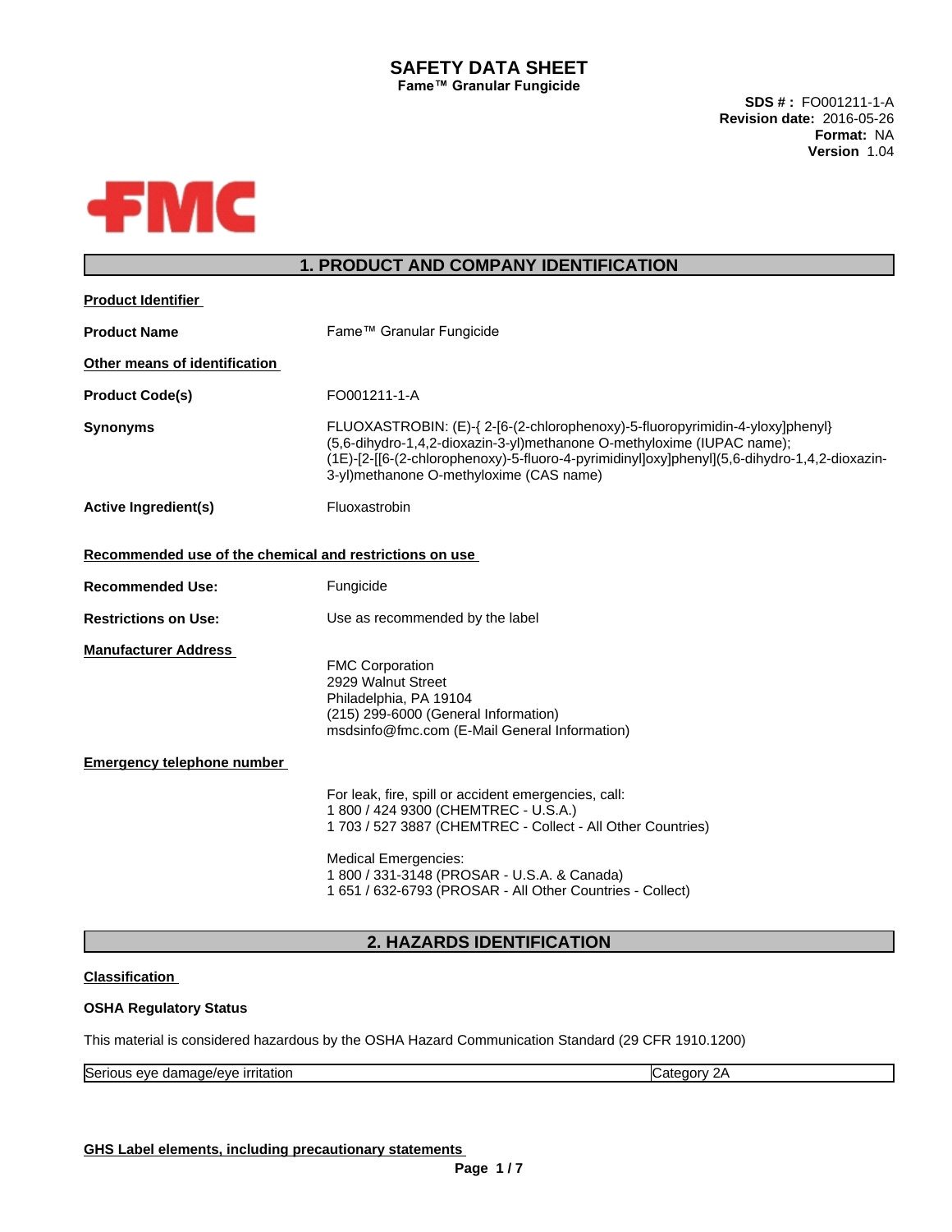# SAFETY DATA SHEET

**Fame™ Granular Fungicide**

**SDS # :** FO001211-1-A
**Revision date:** 2016-05-26
**Format:** NA
**Version** 1.04

FMC

## 1. PRODUCT AND COMPANY IDENTIFICATION

**Product Identifier**

**Product Name** Fame™ Granular Fungicide

**Other means of identification**

**Product Code(s)** FO001211-1-A

**Synonyms** FLUOXASTROBIN: (E)-{ 2-[6-(2-chlorophenoxy)-5-fluoropyrimidin-4-yloxy]phenyl}(5,6-dihydro-1,4,2-dioxazin-3-yl)methanone O-methyloxime (IUPAC name); (1E)-[2-[[6-(2-chlorophenoxy)-5-fluoro-4-pyrimidinyl]oxy]phenyl](5,6-dihydro-1,4,2-dioxazin-3-yl)methanone O-methyloxime (CAS name)

**Active Ingredient(s)** Fluoxastrobin

**Recommended use of the chemical and restrictions on use**

**Recommended Use:** Fungicide

**Restrictions on Use:** Use as recommended by the label

**Manufacturer Address**

FMC Corporation
2929 Walnut Street
Philadelphia, PA 19104
(215) 299-6000 (General Information)
msdsinfo@fmc.com (E-Mail General Information)

**Emergency telephone number**

For leak, fire, spill or accident emergencies, call:
1 800 / 424 9300 (CHEMTREC - U.S.A.)
1 703 / 527 3887 (CHEMTREC - Collect - All Other Countries)

Medical Emergencies:
1 800 / 331-3148 (PROSAR - U.S.A. & Canada)
1 651 / 632-6793 (PROSAR - All Other Countries - Collect)

## 2. HAZARDS IDENTIFICATION

**Classification**

**OSHA Regulatory Status**

This material is considered hazardous by the OSHA Hazard Communication Standard (29 CFR 1910.1200)

| Serious eye damage/eye irritation | Category 2A |
|---|---|

**GHS Label elements, including precautionary statements**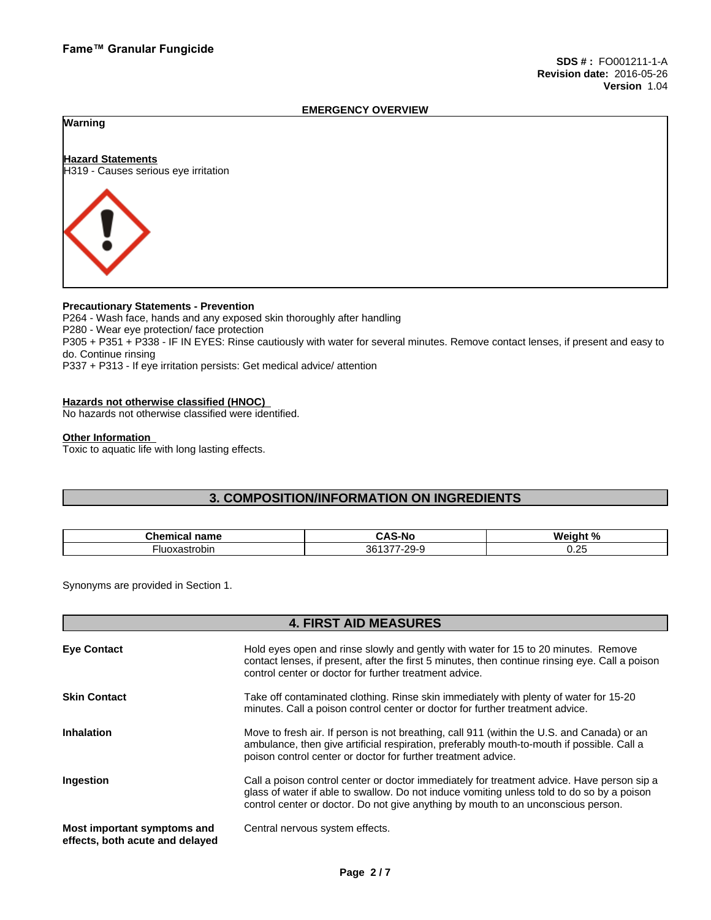## EMERGENCY OVERVIEW

**Warning**

**Hazard Statements**

H319 - Causes serious eye irritation

**Precautionary Statements - Prevention**

P264 - Wash face, hands and any exposed skin thoroughly after handling

P280 - Wear eye protection/ face protection

P305 + P351 + P338 - IF IN EYES: Rinse cautiously with water for several minutes. Remove contact lenses, if present and easy to do. Continue rinsing

P337 + P313 - If eye irritation persists: Get medical advice/ attention

**Hazards not otherwise classified (HNOC)**

No hazards not otherwise classified were identified.

**Other Information**

Toxic to aquatic life with long lasting effects.

## 3. COMPOSITION/INFORMATION ON INGREDIENTS

| Chemical name | CAS-No | Weight % |
|---|---|---|
| Fluoxastrobin | 361377-29-9 | 0.25 |

Synonyms are provided in Section 1.

## 4. FIRST AID MEASURES

| | |
|---|---|
| **Eye Contact** | Hold eyes open and rinse slowly and gently with water for 15 to 20 minutes. Remove contact lenses, if present, after the first 5 minutes, then continue rinsing eye. Call a poison control center or doctor for further treatment advice. |
| **Skin Contact** | Take off contaminated clothing. Rinse skin immediately with plenty of water for 15-20 minutes. Call a poison control center or doctor for further treatment advice. |
| **Inhalation** | Move to fresh air. If person is not breathing, call 911 (within the U.S. and Canada) or an ambulance, then give artificial respiration, preferably mouth-to-mouth if possible. Call a poison control center or doctor for further treatment advice. |
| **Ingestion** | Call a poison control center or doctor immediately for treatment advice. Have person sip a glass of water if able to swallow. Do not induce vomiting unless told to do so by a poison control center or doctor. Do not give anything by mouth to an unconscious person. |
| **Most important symptoms and effects, both acute and delayed** | Central nervous system effects. |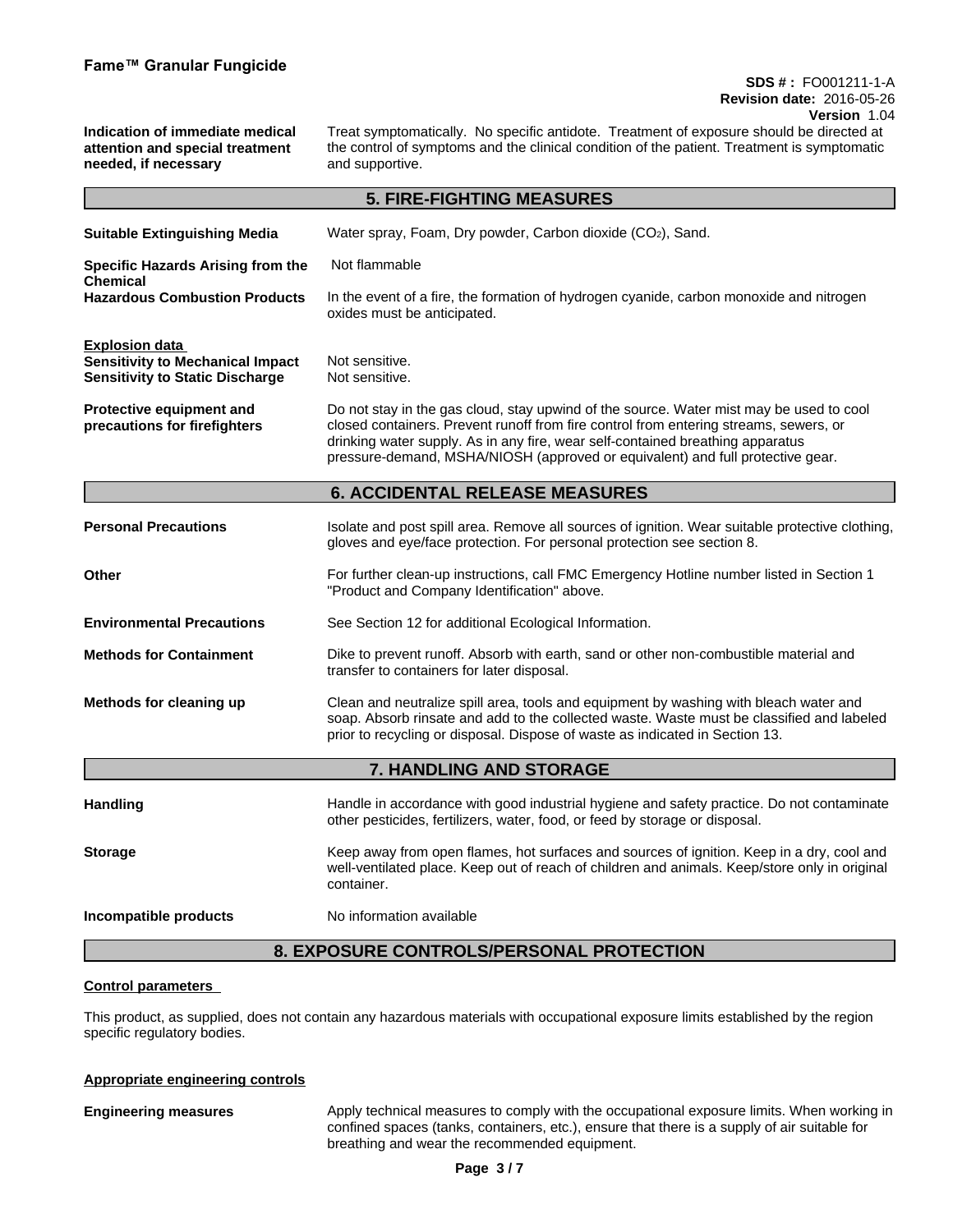**Indication of immediate medical attention and special treatment needed, if necessary**

Treat symptomatically. No specific antidote. Treatment of exposure should be directed at the control of symptoms and the clinical condition of the patient. Treatment is symptomatic and supportive.

## 5. FIRE-FIGHTING MEASURES

**Suitable Extinguishing Media**

Water spray, Foam, Dry powder, Carbon dioxide ($CO_2$), Sand.

**Specific Hazards Arising from the Chemical**

Not flammable

**Hazardous Combustion Products**

In the event of a fire, the formation of hydrogen cyanide, carbon monoxide and nitrogen oxides must be anticipated.

**Explosion data**

**Sensitivity to Mechanical Impact**

Not sensitive.

**Sensitivity to Static Discharge**

Not sensitive.

**Protective equipment and precautions for firefighters**

Do not stay in the gas cloud, stay upwind of the source. Water mist may be used to cool closed containers. Prevent runoff from fire control from entering streams, sewers, or drinking water supply. As in any fire, wear self-contained breathing apparatus pressure-demand, MSHA/NIOSH (approved or equivalent) and full protective gear.

## 6. ACCIDENTAL RELEASE MEASURES

**Personal Precautions**

Isolate and post spill area. Remove all sources of ignition. Wear suitable protective clothing, gloves and eye/face protection. For personal protection see section 8.

**Other**

For further clean-up instructions, call FMC Emergency Hotline number listed in Section 1 "Product and Company Identification" above.

**Environmental Precautions**

See Section 12 for additional Ecological Information.

**Methods for Containment**

Dike to prevent runoff. Absorb with earth, sand or other non-combustible material and transfer to containers for later disposal.

**Methods for cleaning up**

Clean and neutralize spill area, tools and equipment by washing with bleach water and soap. Absorb rinsate and add to the collected waste. Waste must be classified and labeled prior to recycling or disposal. Dispose of waste as indicated in Section 13.

## 7. HANDLING AND STORAGE

**Handling**

Handle in accordance with good industrial hygiene and safety practice. Do not contaminate other pesticides, fertilizers, water, food, or feed by storage or disposal.

**Storage**

Keep away from open flames, hot surfaces and sources of ignition. Keep in a dry, cool and well-ventilated place. Keep out of reach of children and animals. Keep/store only in original container.

**Incompatible products**

No information available

## 8. EXPOSURE CONTROLS/PERSONAL PROTECTION

**Control parameters**

This product, as supplied, does not contain any hazardous materials with occupational exposure limits established by the region specific regulatory bodies.

**Appropriate engineering controls**

**Engineering measures**

Apply technical measures to comply with the occupational exposure limits. When working in confined spaces (tanks, containers, etc.), ensure that there is a supply of air suitable for breathing and wear the recommended equipment.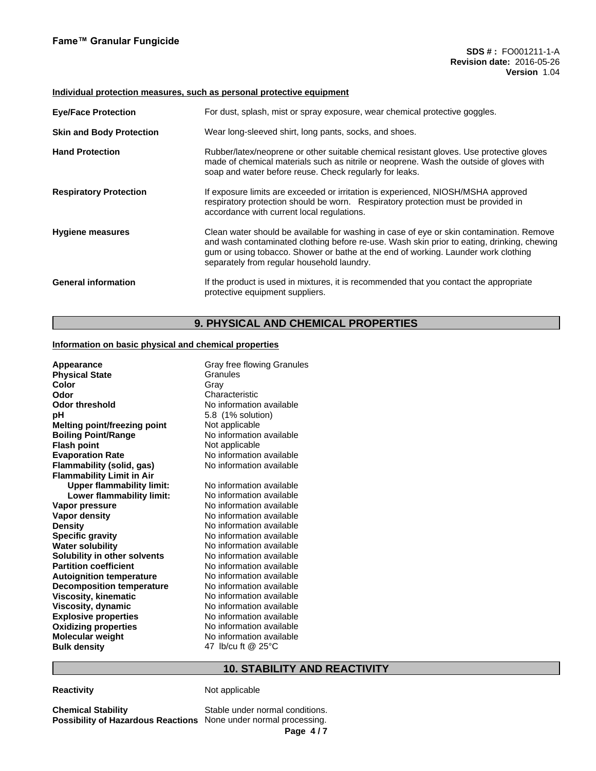#### Individual protection measures, such as personal protective equipment

| | |
|---|---|
| **Eye/Face Protection** | For dust, splash, mist or spray exposure, wear chemical protective goggles. |
| **Skin and Body Protection** | Wear long-sleeved shirt, long pants, socks, and shoes. |
| **Hand Protection** | Rubber/latex/neoprene or other suitable chemical resistant gloves. Use protective gloves made of chemical materials such as nitrile or neoprene. Wash the outside of gloves with soap and water before reuse. Check regularly for leaks. |
| **Respiratory Protection** | If exposure limits are exceeded or irritation is experienced, NIOSH/MSHA approved respiratory protection should be worn. Respiratory protection must be provided in accordance with current local regulations. |
| **Hygiene measures** | Clean water should be available for washing in case of eye or skin contamination. Remove and wash contaminated clothing before re-use. Wash skin prior to eating, drinking, chewing gum or using tobacco. Shower or bathe at the end of working. Launder work clothing separately from regular household laundry. |
| **General information** | If the product is used in mixtures, it is recommended that you contact the appropriate protective equipment suppliers. |

## 9. PHYSICAL AND CHEMICAL PROPERTIES

#### Information on basic physical and chemical properties

| | |
|---|---|
| **Appearance** | Gray free flowing Granules |
| **Physical State** | Granules |
| **Color** | Gray |
| **Odor** | Characteristic |
| **Odor threshold** | No information available |
| **pH** | 5.8 (1% solution) |
| **Melting point/freezing point** | Not applicable |
| **Boiling Point/Range** | No information available |
| **Flash point** | Not applicable |
| **Evaporation Rate** | No information available |
| **Flammability (solid, gas)** | No information available |
| **Flammability Limit in Air** | |
| **Upper flammability limit:** | No information available |
| **Lower flammability limit:** | No information available |
| **Vapor pressure** | No information available |
| **Vapor density** | No information available |
| **Density** | No information available |
| **Specific gravity** | No information available |
| **Water solubility** | No information available |
| **Solubility in other solvents** | No information available |
| **Partition coefficient** | No information available |
| **Autoignition temperature** | No information available |
| **Decomposition temperature** | No information available |
| **Viscosity, kinematic** | No information available |
| **Viscosity, dynamic** | No information available |
| **Explosive properties** | No information available |
| **Oxidizing properties** | No information available |
| **Molecular weight** | No information available |
| **Bulk density** | 47 lb/cu ft @ 25°C |

## 10. STABILITY AND REACTIVITY

| | |
|---|---|
| **Reactivity** | Not applicable |
| **Chemical Stability** | Stable under normal conditions. |
| **Possibility of Hazardous Reactions** | None under normal processing. |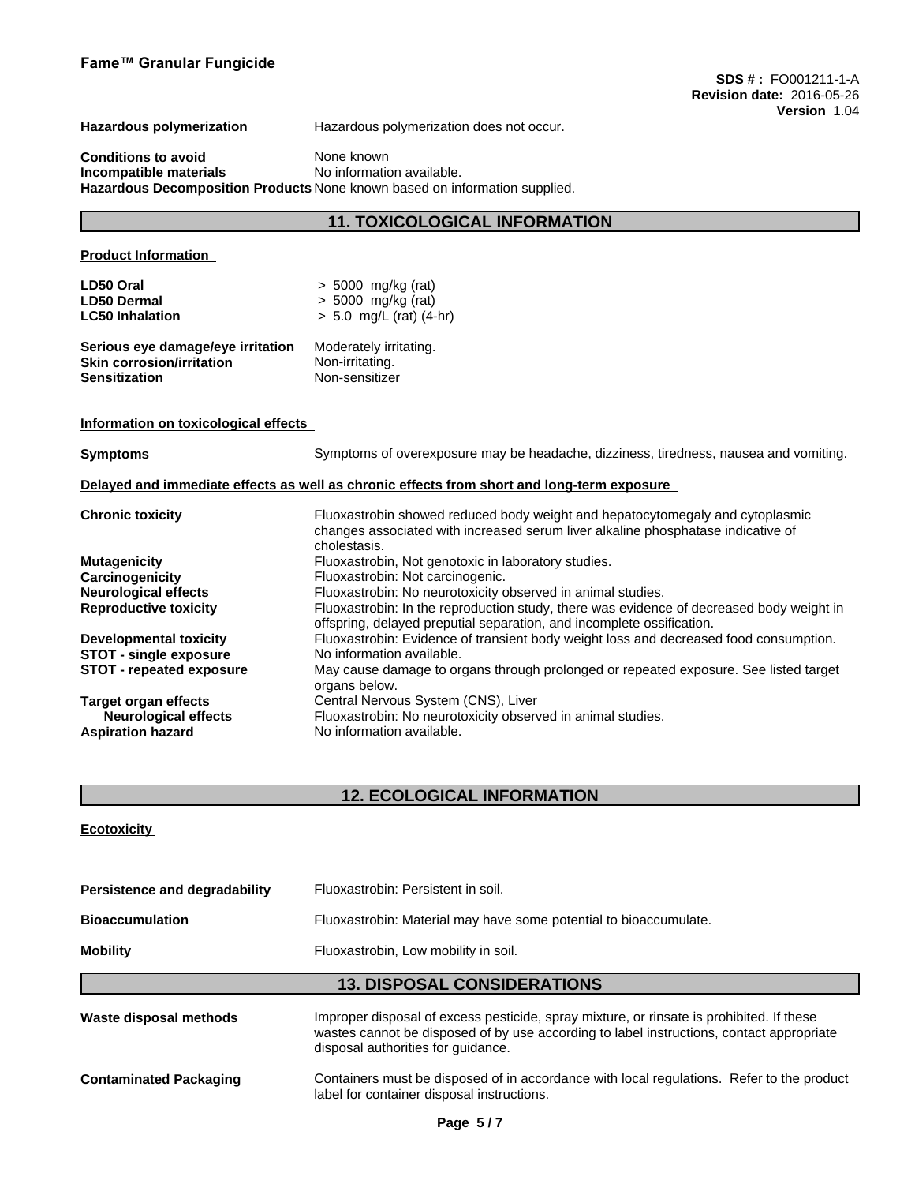Hazardous polymerization | Hazardous polymerization does not occur.

**Conditions to avoid** None known
**Incompatible materials** No information available.
**Hazardous Decomposition Products** None known based on information supplied.

## 11. TOXICOLOGICAL INFORMATION

**Product Information**

| | |
|---|---|
| **LD50 Oral** | > 5000 mg/kg (rat) |
| **LD50 Dermal** | > 5000 mg/kg (rat) |
| **LC50 Inhalation** | > 5.0 mg/L (rat) (4-hr) |

| | |
|---|---|
| **Serious eye damage/eye irritation** | Moderately irritating. |
| **Skin corrosion/irritation** | Non-irritating. |
| **Sensitization** | Non-sensitizer |

**Information on toxicological effects**

**Symptoms** Symptoms of overexposure may be headache, dizziness, tiredness, nausea and vomiting.

**Delayed and immediate effects as well as chronic effects from short and long-term exposure**

| | |
|---|---|
| **Chronic toxicity** | Fluoxastrobin showed reduced body weight and hepatocytomegaly and cytoplasmic changes associated with increased serum liver alkaline phosphatase indicative of cholestasis. |
| **Mutagenicity** | Fluoxastrobin, Not genotoxic in laboratory studies. |
| **Carcinogenicity** | Fluoxastrobin: Not carcinogenic. |
| **Neurological effects** | Fluoxastrobin: No neurotoxicity observed in animal studies. |
| **Reproductive toxicity** | Fluoxastrobin: In the reproduction study, there was evidence of decreased body weight in offspring, delayed preputial separation, and incomplete ossification. |
| **Developmental toxicity** | Fluoxastrobin: Evidence of transient body weight loss and decreased food consumption. |
| **STOT - single exposure** | No information available. |
| **STOT - repeated exposure** | May cause damage to organs through prolonged or repeated exposure. See listed target organs below. |
| **Target organ effects** | Central Nervous System (CNS), Liver |
| **Neurological effects** | Fluoxastrobin: No neurotoxicity observed in animal studies. |
| **Aspiration hazard** | No information available. |

## 12. ECOLOGICAL INFORMATION

**Ecotoxicity**

**Persistence and degradability** Fluoxastrobin: Persistent in soil.

**Bioaccumulation** Fluoxastrobin: Material may have some potential to bioaccumulate.

**Mobility** Fluoxastrobin, Low mobility in soil.

## 13. DISPOSAL CONSIDERATIONS

**Waste disposal methods** Improper disposal of excess pesticide, spray mixture, or rinsate is prohibited. If these wastes cannot be disposed of by use according to label instructions, contact appropriate disposal authorities for guidance.

**Contaminated Packaging** Containers must be disposed of in accordance with local regulations. Refer to the product label for container disposal instructions.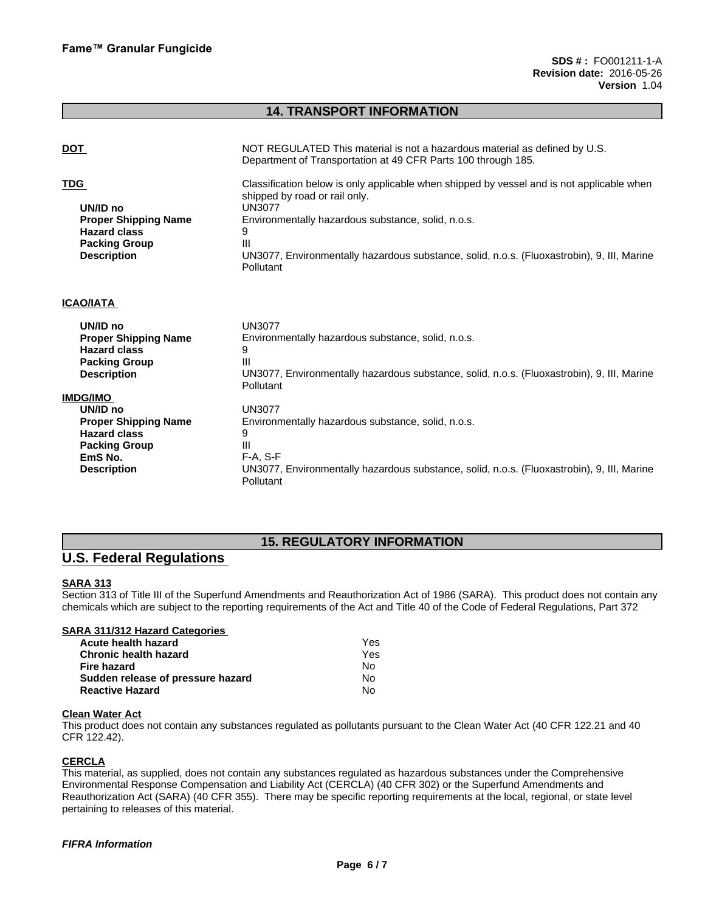## 14. TRANSPORT INFORMATION

**DOT**

NOT REGULATED This material is not a hazardous material as defined by U.S. Department of Transportation at 49 CFR Parts 100 through 185.

**TDG**

Classification below is only applicable when shipped by vessel and is not applicable when shipped by road or rail only.

| | |
|---|---|
| **UN/ID no** | UN3077 |
| **Proper Shipping Name** | Environmentally hazardous substance, solid, n.o.s. |
| **Hazard class** | 9 |
| **Packing Group** | III |
| **Description** | UN3077, Environmentally hazardous substance, solid, n.o.s. (Fluoxastrobin), 9, III, Marine Pollutant |

**ICAO/IATA**

| | |
|---|---|
| **UN/ID no** | UN3077 |
| **Proper Shipping Name** | Environmentally hazardous substance, solid, n.o.s. |
| **Hazard class** | 9 |
| **Packing Group** | III |
| **Description** | UN3077, Environmentally hazardous substance, solid, n.o.s. (Fluoxastrobin), 9, III, Marine Pollutant |

**IMDG/IMO**

| | |
|---|---|
| **UN/ID no** | UN3077 |
| **Proper Shipping Name** | Environmentally hazardous substance, solid, n.o.s. |
| **Hazard class** | 9 |
| **Packing Group** | III |
| **EmS No.** | F-A, S-F |
| **Description** | UN3077, Environmentally hazardous substance, solid, n.o.s. (Fluoxastrobin), 9, III, Marine Pollutant |

## 15. REGULATORY INFORMATION

### U.S. Federal Regulations

**SARA 313**

Section 313 of Title III of the Superfund Amendments and Reauthorization Act of 1986 (SARA). This product does not contain any chemicals which are subject to the reporting requirements of the Act and Title 40 of the Code of Federal Regulations, Part 372

**SARA 311/312 Hazard Categories**

| | |
|---|---|
| **Acute health hazard** | Yes |
| **Chronic health hazard** | Yes |
| **Fire hazard** | No |
| **Sudden release of pressure hazard** | No |
| **Reactive Hazard** | No |

**Clean Water Act**

This product does not contain any substances regulated as pollutants pursuant to the Clean Water Act (40 CFR 122.21 and 40 CFR 122.42).

**CERCLA**

This material, as supplied, does not contain any substances regulated as hazardous substances under the Comprehensive Environmental Response Compensation and Liability Act (CERCLA) (40 CFR 302) or the Superfund Amendments and Reauthorization Act (SARA) (40 CFR 355). There may be specific reporting requirements at the local, regional, or state level pertaining to releases of this material.

***FIFRA Information***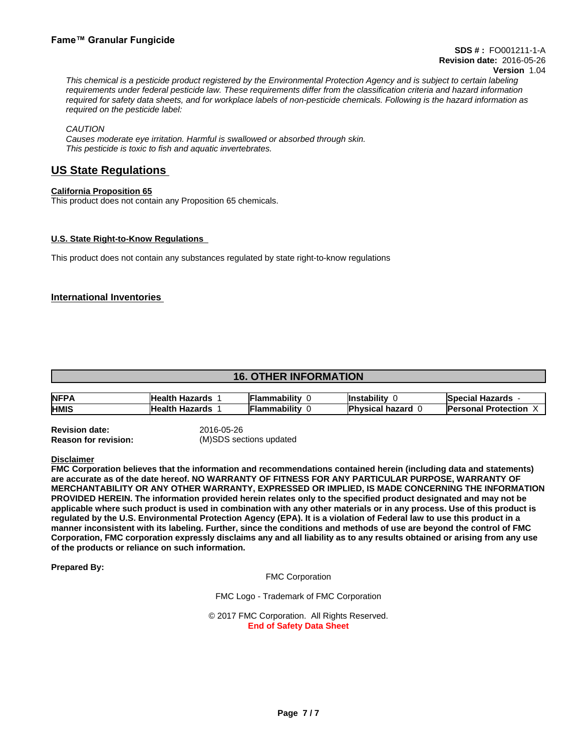*This chemical is a pesticide product registered by the Environmental Protection Agency and is subject to certain labeling requirements under federal pesticide law. These requirements differ from the classification criteria and hazard information required for safety data sheets, and for workplace labels of non-pesticide chemicals. Following is the hazard information as required on the pesticide label:*

*CAUTION*
*Causes moderate eye irritation. Harmful is swallowed or absorbed through skin.*
*This pesticide is toxic to fish and aquatic invertebrates.*

## US State Regulations

**California Proposition 65**
This product does not contain any Proposition 65 chemicals.

**U.S. State Right-to-Know Regulations**

This product does not contain any substances regulated by state right-to-know regulations

**International Inventories**

## 16. OTHER INFORMATION

| | | | | |
|---|---|---|---|---|
| **NFPA** | **Health Hazards** 1 | **Flammability** 0 | **Instability** 0 | **Special Hazards** - |
| **HMIS** | **Health Hazards** 1 | **Flammability** 0 | **Physical hazard** 0 | **Personal Protection** X |

**Revision date:** 2016-05-26
**Reason for revision:** (M)SDS sections updated

**Disclaimer**
**FMC Corporation believes that the information and recommendations contained herein (including data and statements) are accurate as of the date hereof. NO WARRANTY OF FITNESS FOR ANY PARTICULAR PURPOSE, WARRANTY OF MERCHANTABILITY OR ANY OTHER WARRANTY, EXPRESSED OR IMPLIED, IS MADE CONCERNING THE INFORMATION PROVIDED HEREIN. The information provided herein relates only to the specified product designated and may not be applicable where such product is used in combination with any other materials or in any process. Use of this product is regulated by the U.S. Environmental Protection Agency (EPA). It is a violation of Federal law to use this product in a manner inconsistent with its labeling. Further, since the conditions and methods of use are beyond the control of FMC Corporation, FMC corporation expressly disclaims any and all liability as to any results obtained or arising from any use of the products or reliance on such information.**

**Prepared By:**

FMC Corporation

FMC Logo - Trademark of FMC Corporation

© 2017 FMC Corporation. All Rights Reserved.
**End of Safety Data Sheet**